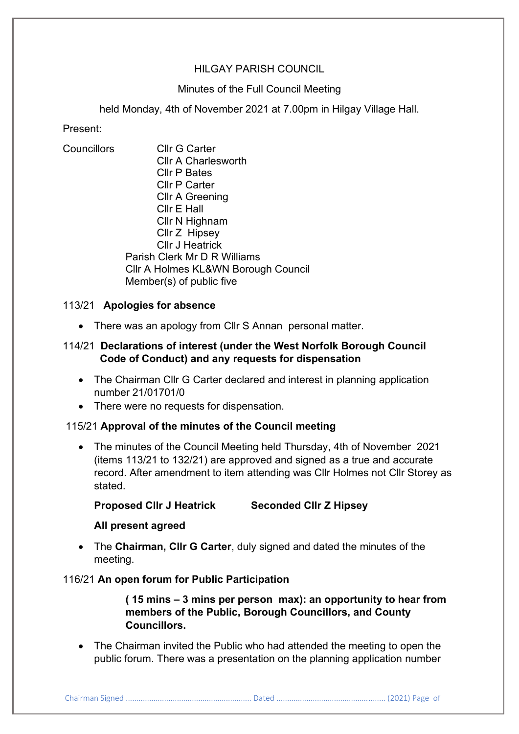HILGAY PARISH COUNCIL

Minutes of the Full Council Meeting

held Monday, 4th of November 2021 at 7.00pm in Hilgay Village Hall.

Present:

Councillors
- Cllr G Carter
- Cllr A Charlesworth
- Cllr P Bates
- Cllr P Carter
- Cllr A Greening
- Cllr E Hall
- Cllr N Highnam
- Cllr Z Hipsey
- Cllr J Heatrick

Parish Clerk Mr D R Williams
Cllr A Holmes KL&WN Borough Council
Member(s) of public five

113/21 **Apologies for absence**

- There was an apology from Cllr S Annan personal matter.

114/21 **Declarations of interest (under the West Norfolk Borough Council Code of Conduct) and any requests for dispensation**

- The Chairman Cllr G Carter declared and interest in planning application number 21/01701/0
- There were no requests for dispensation.

115/21 **Approval of the minutes of the Council meeting**

- The minutes of the Council Meeting held Thursday, 4th of November 2021 (items 113/21 to 132/21) are approved and signed as a true and accurate record. After amendment to item attending was Cllr Holmes not Cllr Storey as stated.

  **Proposed Cllr J Heatrick** **Seconded Cllr Z Hipsey**

  **All present agreed**

- The **Chairman, Cllr G Carter**, duly signed and dated the minutes of the meeting.

116/21 **An open forum for Public Participation**

**( 15 mins – 3 mins per person max): an opportunity to hear from members of the Public, Borough Councillors, and County Councillors.**

- The Chairman invited the Public who had attended the meeting to open the public forum. There was a presentation on the planning application number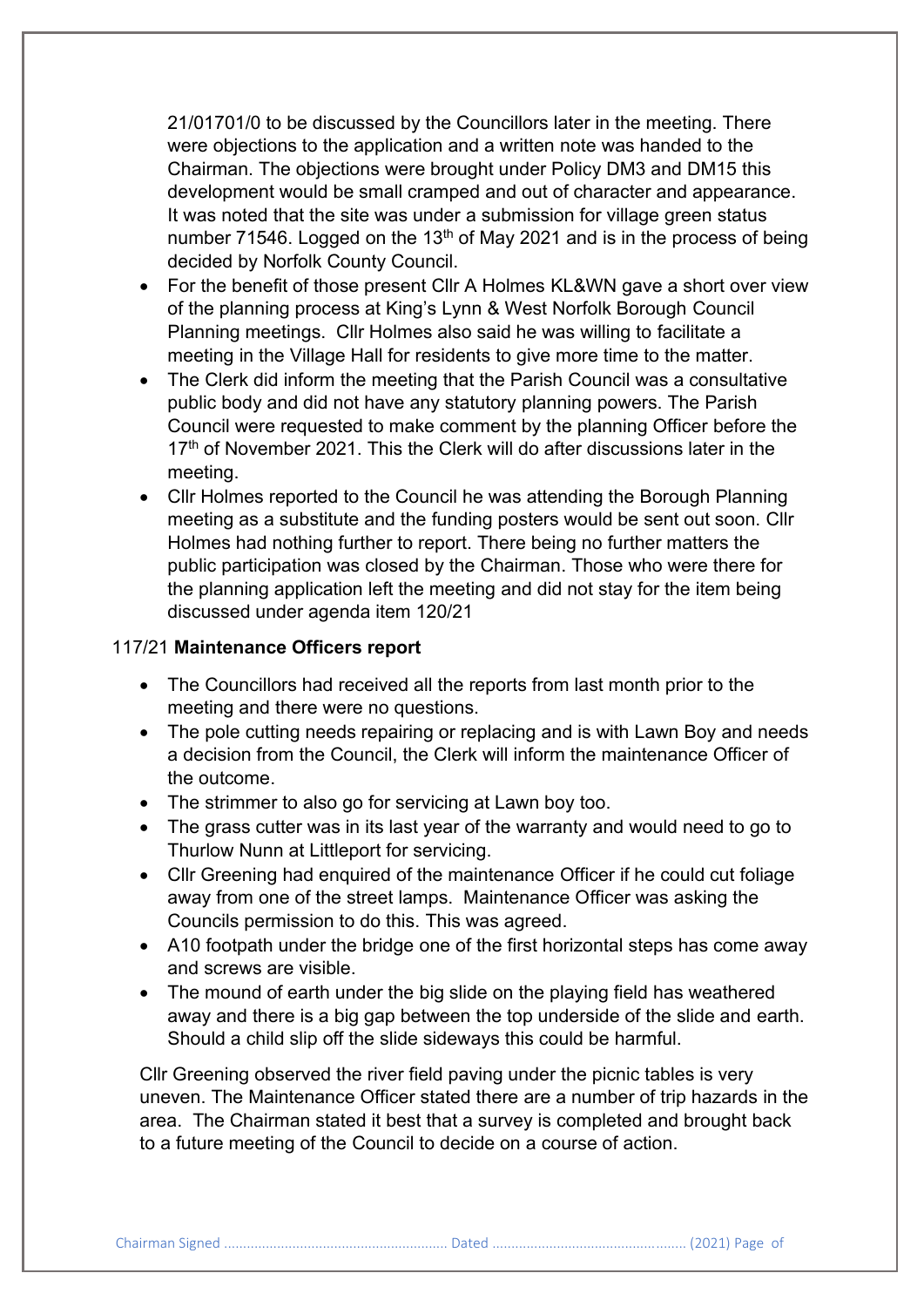21/01701/0 to be discussed by the Councillors later in the meeting. There were objections to the application and a written note was handed to the Chairman. The objections were brought under Policy DM3 and DM15 this development would be small cramped and out of character and appearance. It was noted that the site was under a submission for village green status number 71546. Logged on the 13th of May 2021 and is in the process of being decided by Norfolk County Council.

- For the benefit of those present Cllr A Holmes KL&WN gave a short over view of the planning process at King's Lynn & West Norfolk Borough Council Planning meetings. Cllr Holmes also said he was willing to facilitate a meeting in the Village Hall for residents to give more time to the matter.
- The Clerk did inform the meeting that the Parish Council was a consultative public body and did not have any statutory planning powers. The Parish Council were requested to make comment by the planning Officer before the 17th of November 2021. This the Clerk will do after discussions later in the meeting.
- Cllr Holmes reported to the Council he was attending the Borough Planning meeting as a substitute and the funding posters would be sent out soon. Cllr Holmes had nothing further to report. There being no further matters the public participation was closed by the Chairman. Those who were there for the planning application left the meeting and did not stay for the item being discussed under agenda item 120/21

117/21 **Maintenance Officers report**

- The Councillors had received all the reports from last month prior to the meeting and there were no questions.
- The pole cutting needs repairing or replacing and is with Lawn Boy and needs a decision from the Council, the Clerk will inform the maintenance Officer of the outcome.
- The strimmer to also go for servicing at Lawn boy too.
- The grass cutter was in its last year of the warranty and would need to go to Thurlow Nunn at Littleport for servicing.
- Cllr Greening had enquired of the maintenance Officer if he could cut foliage away from one of the street lamps. Maintenance Officer was asking the Councils permission to do this. This was agreed.
- A10 footpath under the bridge one of the first horizontal steps has come away and screws are visible.
- The mound of earth under the big slide on the playing field has weathered away and there is a big gap between the top underside of the slide and earth. Should a child slip off the slide sideways this could be harmful.

Cllr Greening observed the river field paving under the picnic tables is very uneven. The Maintenance Officer stated there are a number of trip hazards in the area. The Chairman stated it best that a survey is completed and brought back to a future meeting of the Council to decide on a course of action.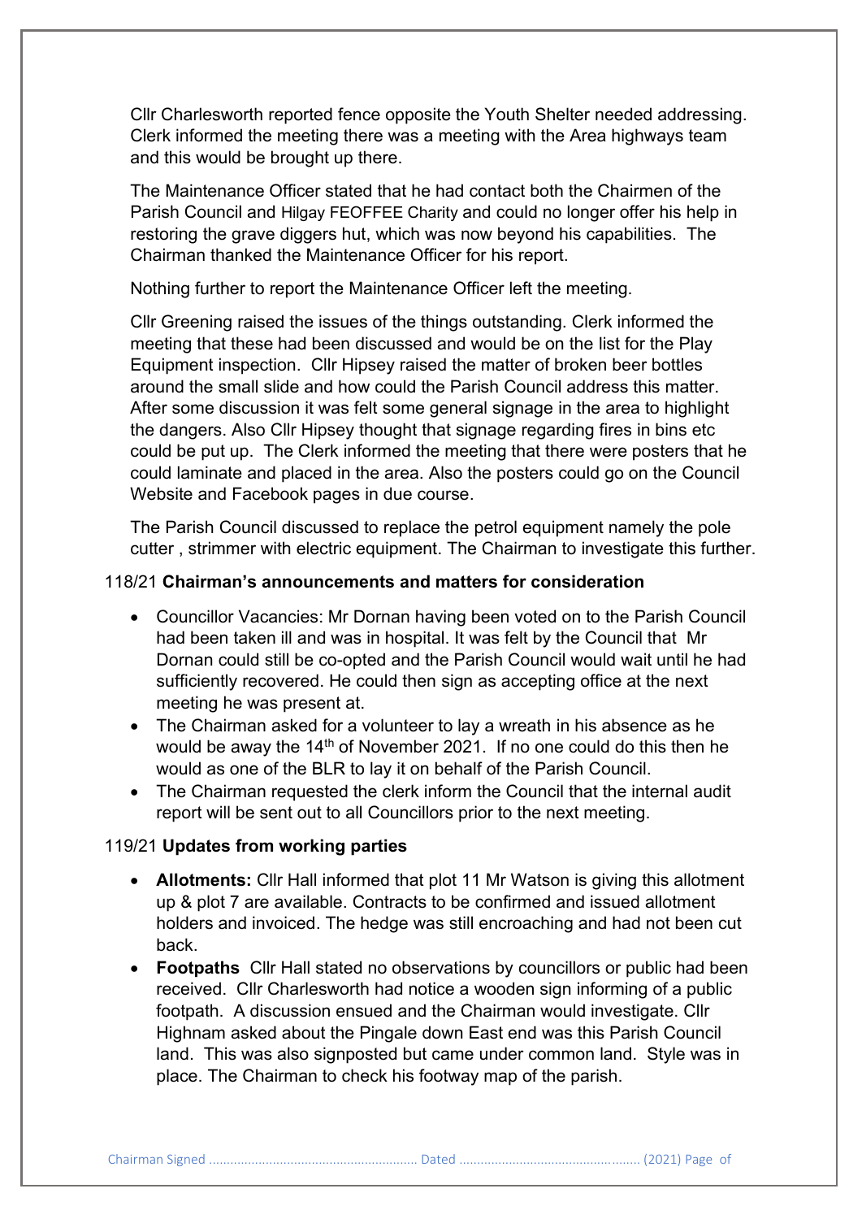Cllr Charlesworth reported fence opposite the Youth Shelter needed addressing. Clerk informed the meeting there was a meeting with the Area highways team and this would be brought up there.

The Maintenance Officer stated that he had contact both the Chairmen of the Parish Council and Hilgay FEOFFEE Charity and could no longer offer his help in restoring the grave diggers hut, which was now beyond his capabilities. The Chairman thanked the Maintenance Officer for his report.

Nothing further to report the Maintenance Officer left the meeting.

Cllr Greening raised the issues of the things outstanding. Clerk informed the meeting that these had been discussed and would be on the list for the Play Equipment inspection. Cllr Hipsey raised the matter of broken beer bottles around the small slide and how could the Parish Council address this matter. After some discussion it was felt some general signage in the area to highlight the dangers. Also Cllr Hipsey thought that signage regarding fires in bins etc could be put up. The Clerk informed the meeting that there were posters that he could laminate and placed in the area. Also the posters could go on the Council Website and Facebook pages in due course.

The Parish Council discussed to replace the petrol equipment namely the pole cutter , strimmer with electric equipment. The Chairman to investigate this further.

118/21 **Chairman's announcements and matters for consideration**

- Councillor Vacancies: Mr Dornan having been voted on to the Parish Council had been taken ill and was in hospital. It was felt by the Council that Mr Dornan could still be co-opted and the Parish Council would wait until he had sufficiently recovered. He could then sign as accepting office at the next meeting he was present at.
- The Chairman asked for a volunteer to lay a wreath in his absence as he would be away the 14th of November 2021. If no one could do this then he would as one of the BLR to lay it on behalf of the Parish Council.
- The Chairman requested the clerk inform the Council that the internal audit report will be sent out to all Councillors prior to the next meeting.

119/21 **Updates from working parties**

- **Allotments:** Cllr Hall informed that plot 11 Mr Watson is giving this allotment up & plot 7 are available. Contracts to be confirmed and issued allotment holders and invoiced. The hedge was still encroaching and had not been cut back.
- **Footpaths** Cllr Hall stated no observations by councillors or public had been received. Cllr Charlesworth had notice a wooden sign informing of a public footpath. A discussion ensued and the Chairman would investigate. Cllr Highnam asked about the Pingale down East end was this Parish Council land. This was also signposted but came under common land. Style was in place. The Chairman to check his footway map of the parish.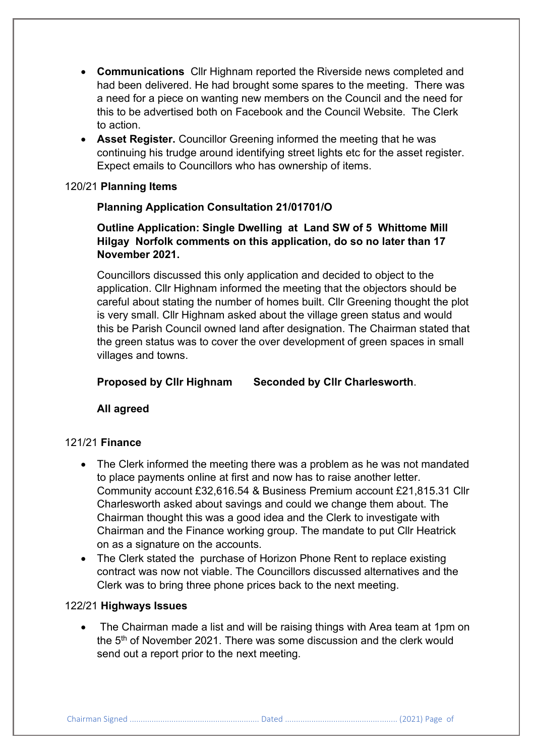- **Communications** Cllr Highnam reported the Riverside news completed and had been delivered. He had brought some spares to the meeting. There was a need for a piece on wanting new members on the Council and the need for this to be advertised both on Facebook and the Council Website. The Clerk to action.
- **Asset Register.** Councillor Greening informed the meeting that he was continuing his trudge around identifying street lights etc for the asset register. Expect emails to Councillors who has ownership of items.

120/21 **Planning Items**

**Planning Application Consultation 21/01701/O**

**Outline Application: Single Dwelling at Land SW of 5 Whittome Mill Hilgay Norfolk comments on this application, do so no later than 17 November 2021.**

Councillors discussed this only application and decided to object to the application. Cllr Highnam informed the meeting that the objectors should be careful about stating the number of homes built. Cllr Greening thought the plot is very small. Cllr Highnam asked about the village green status and would this be Parish Council owned land after designation. The Chairman stated that the green status was to cover the over development of green spaces in small villages and towns.

**Proposed by Cllr Highnam   Seconded by Cllr Charlesworth**.

**All agreed**

121/21 **Finance**

- The Clerk informed the meeting there was a problem as he was not mandated to place payments online at first and now has to raise another letter. Community account £32,616.54 & Business Premium account £21,815.31 Cllr Charlesworth asked about savings and could we change them about. The Chairman thought this was a good idea and the Clerk to investigate with Chairman and the Finance working group. The mandate to put Cllr Heatrick on as a signature on the accounts.
- The Clerk stated the purchase of Horizon Phone Rent to replace existing contract was now not viable. The Councillors discussed alternatives and the Clerk was to bring three phone prices back to the next meeting.

122/21 **Highways Issues**

- The Chairman made a list and will be raising things with Area team at 1pm on the 5th of November 2021. There was some discussion and the clerk would send out a report prior to the next meeting.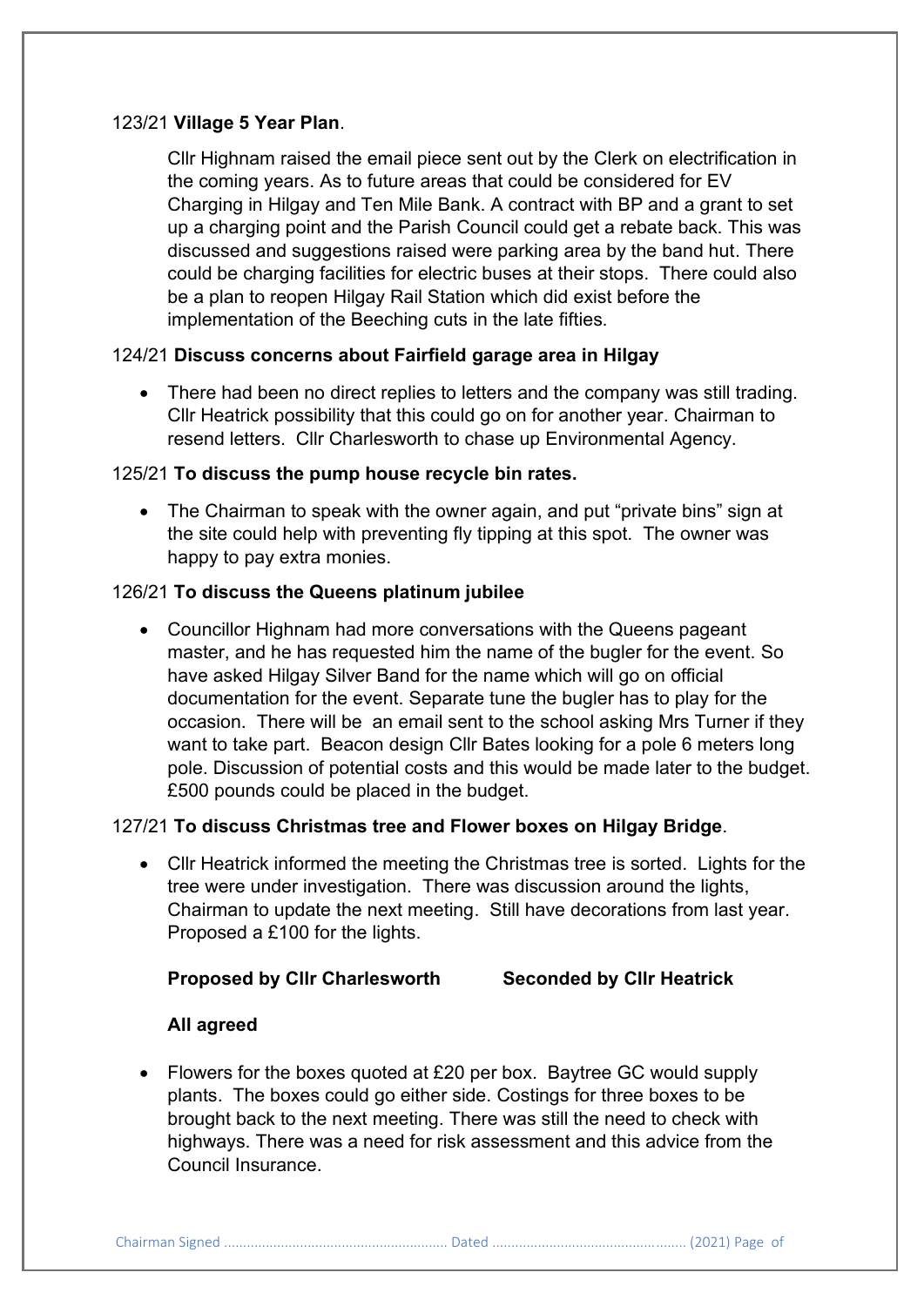123/21 **Village 5 Year Plan**.

Cllr Highnam raised the email piece sent out by the Clerk on electrification in the coming years. As to future areas that could be considered for EV Charging in Hilgay and Ten Mile Bank. A contract with BP and a grant to set up a charging point and the Parish Council could get a rebate back. This was discussed and suggestions raised were parking area by the band hut. There could be charging facilities for electric buses at their stops. There could also be a plan to reopen Hilgay Rail Station which did exist before the implementation of the Beeching cuts in the late fifties.

124/21 **Discuss concerns about Fairfield garage area in Hilgay**

- There had been no direct replies to letters and the company was still trading. Cllr Heatrick possibility that this could go on for another year. Chairman to resend letters. Cllr Charlesworth to chase up Environmental Agency.

125/21 **To discuss the pump house recycle bin rates.**

- The Chairman to speak with the owner again, and put "private bins" sign at the site could help with preventing fly tipping at this spot. The owner was happy to pay extra monies.

126/21 **To discuss the Queens platinum jubilee**

- Councillor Highnam had more conversations with the Queens pageant master, and he has requested him the name of the bugler for the event. So have asked Hilgay Silver Band for the name which will go on official documentation for the event. Separate tune the bugler has to play for the occasion. There will be an email sent to the school asking Mrs Turner if they want to take part. Beacon design Cllr Bates looking for a pole 6 meters long pole. Discussion of potential costs and this would be made later to the budget. £500 pounds could be placed in the budget.

127/21 **To discuss Christmas tree and Flower boxes on Hilgay Bridge**.

- Cllr Heatrick informed the meeting the Christmas tree is sorted. Lights for the tree were under investigation. There was discussion around the lights, Chairman to update the next meeting. Still have decorations from last year. Proposed a £100 for the lights.

**Proposed by Cllr Charlesworth** **Seconded by Cllr Heatrick**

**All agreed**

- Flowers for the boxes quoted at £20 per box. Baytree GC would supply plants. The boxes could go either side. Costings for three boxes to be brought back to the next meeting. There was still the need to check with highways. There was a need for risk assessment and this advice from the Council Insurance.

Chairman Signed ............................................................ Dated ................................................ (2021)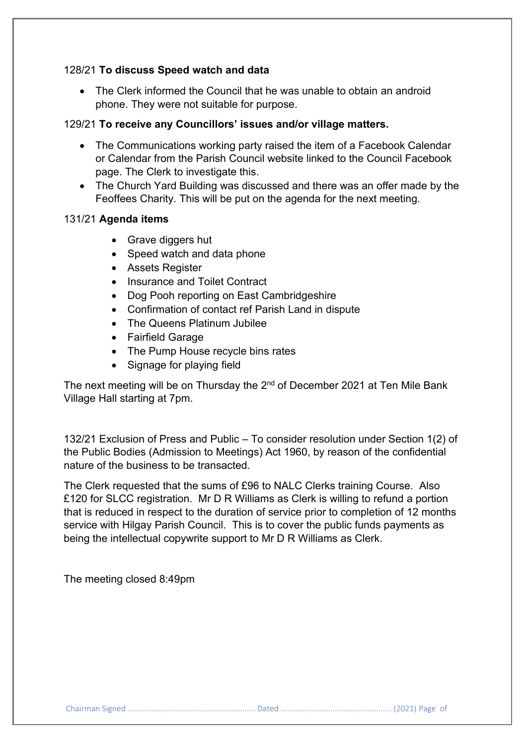128/21 **To discuss Speed watch and data**

- The Clerk informed the Council that he was unable to obtain an android phone. They were not suitable for purpose.

129/21 **To receive any Councillors' issues and/or village matters.**

- The Communications working party raised the item of a Facebook Calendar or Calendar from the Parish Council website linked to the Council Facebook page. The Clerk to investigate this.
- The Church Yard Building was discussed and there was an offer made by the Feoffees Charity. This will be put on the agenda for the next meeting.

131/21 **Agenda items**

- Grave diggers hut
- Speed watch and data phone
- Assets Register
- Insurance and Toilet Contract
- Dog Pooh reporting on East Cambridgeshire
- Confirmation of contact ref Parish Land in dispute
- The Queens Platinum Jubilee
- Fairfield Garage
- The Pump House recycle bins rates
- Signage for playing field

The next meeting will be on Thursday the 2nd of December 2021 at Ten Mile Bank Village Hall starting at 7pm.

132/21 Exclusion of Press and Public – To consider resolution under Section 1(2) of the Public Bodies (Admission to Meetings) Act 1960, by reason of the confidential nature of the business to be transacted.

The Clerk requested that the sums of £96 to NALC Clerks training Course. Also £120 for SLCC registration. Mr D R Williams as Clerk is willing to refund a portion that is reduced in respect to the duration of service prior to completion of 12 months service with Hilgay Parish Council. This is to cover the public funds payments as being the intellectual copywrite support to Mr D R Williams as Clerk.

The meeting closed 8:49pm

Chairman Signed .......................................................... Dated .................................................. (2021)